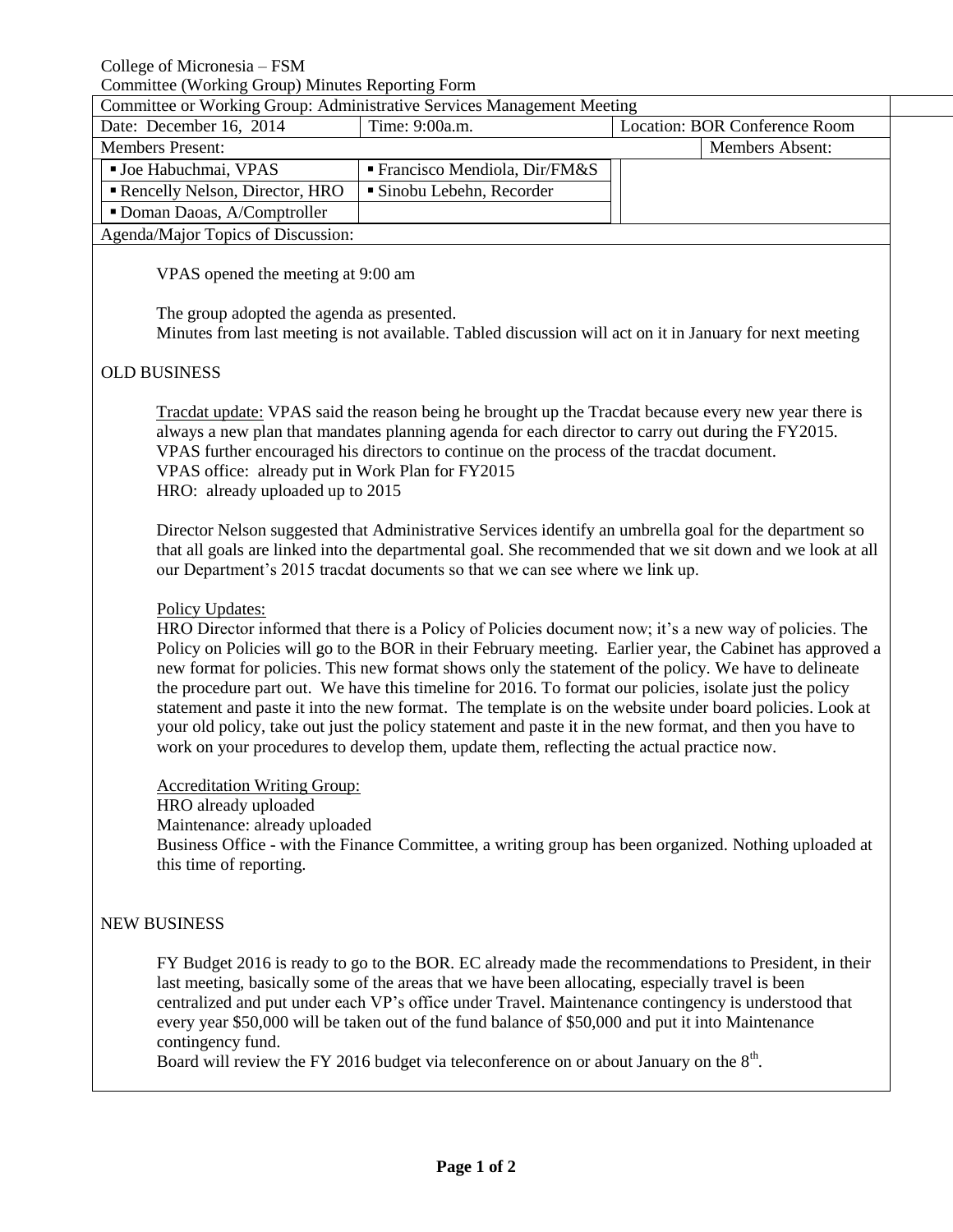College of Micronesia – FSM

Committee (Working Group) Minutes Reporting Form

| Committee or Working Group: Administrative Services Management Meeting | | |
|---|---|---|
| Date: December 16, 2014 | Time: 9:00a.m. | Location: BOR Conference Room |

| Members Present: | | Members Absent: |
|---|---|---|
| ▪ Joe Habuchmai, VPAS | ▪ Francisco Mendiola, Dir/FM&S | |
| ▪ Rencelly Nelson, Director, HRO | ▪ Sinobu Lebehn, Recorder | |
| ▪ Doman Daoas, A/Comptroller | | |

Agenda/Major Topics of Discussion:

VPAS opened the meeting at 9:00 am

The group adopted the agenda as presented.
Minutes from last meeting is not available. Tabled discussion will act on it in January for next meeting

OLD BUSINESS

Tracdat update: VPAS said the reason being he brought up the Tracdat because every new year there is always a new plan that mandates planning agenda for each director to carry out during the FY2015. VPAS further encouraged his directors to continue on the process of the tracdat document.
VPAS office: already put in Work Plan for FY2015
HRO: already uploaded up to 2015

Director Nelson suggested that Administrative Services identify an umbrella goal for the department so that all goals are linked into the departmental goal. She recommended that we sit down and we look at all our Department's 2015 tracdat documents so that we can see where we link up.

Policy Updates:
HRO Director informed that there is a Policy of Policies document now; it's a new way of policies. The Policy on Policies will go to the BOR in their February meeting. Earlier year, the Cabinet has approved a new format for policies. This new format shows only the statement of the policy. We have to delineate the procedure part out. We have this timeline for 2016. To format our policies, isolate just the policy statement and paste it into the new format. The template is on the website under board policies. Look at your old policy, take out just the policy statement and paste it in the new format, and then you have to work on your procedures to develop them, update them, reflecting the actual practice now.

Accreditation Writing Group:
HRO already uploaded
Maintenance: already uploaded
Business Office - with the Finance Committee, a writing group has been organized. Nothing uploaded at this time of reporting.

NEW BUSINESS

FY Budget 2016 is ready to go to the BOR. EC already made the recommendations to President, in their last meeting, basically some of the areas that we have been allocating, especially travel is been centralized and put under each VP's office under Travel. Maintenance contingency is understood that every year $50,000 will be taken out of the fund balance of $50,000 and put it into Maintenance contingency fund.
Board will review the FY 2016 budget via teleconference on or about January on the 8th.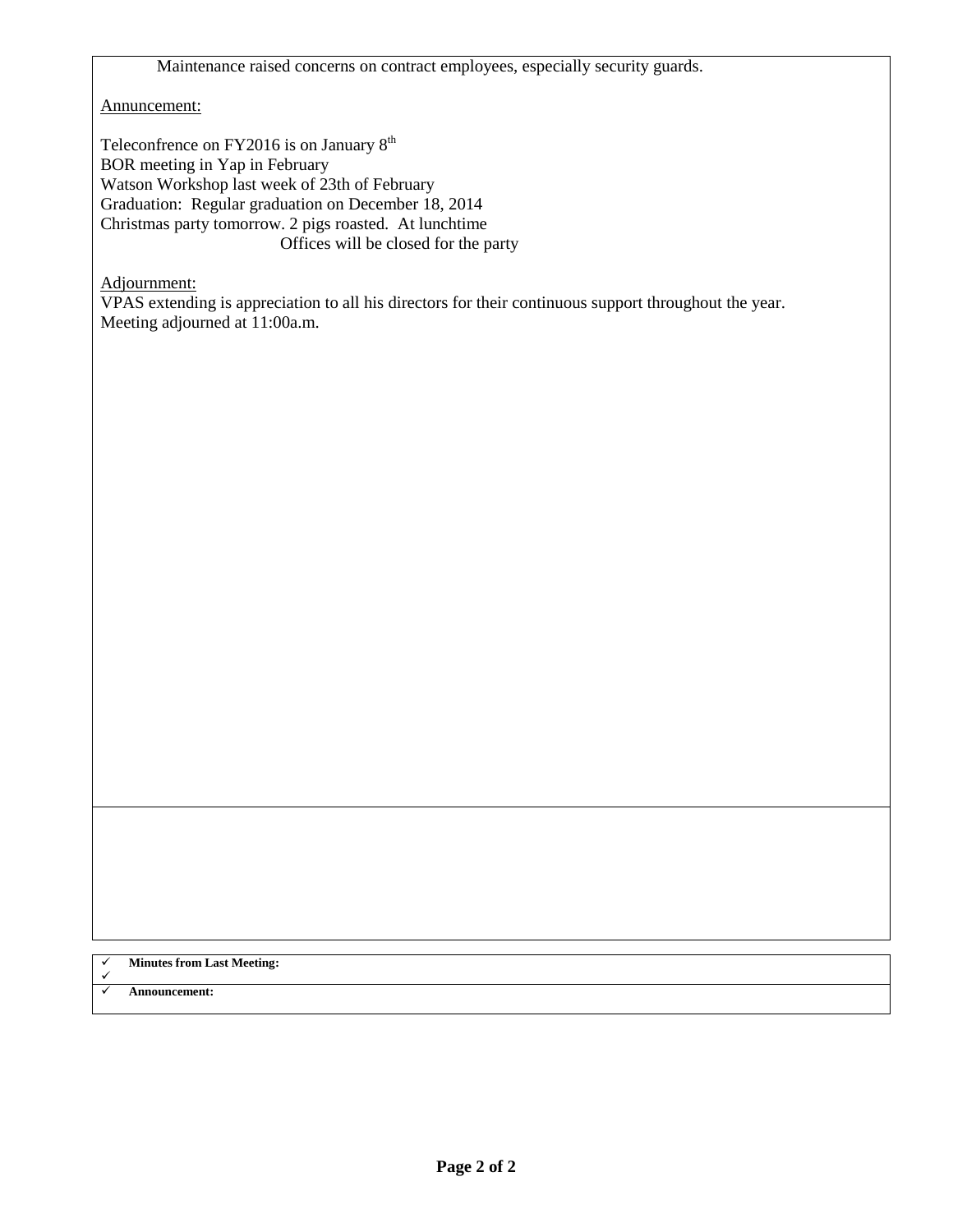Maintenance raised concerns on contract employees, especially security guards.

Annuncement:

Teleconfrence on FY2016 is on January 8th
BOR meeting in Yap in February
Watson Workshop last week of 23th of February
Graduation: Regular graduation on December 18, 2014
Christmas party tomorrow. 2 pigs roasted. At lunchtime
Offices will be closed for the party

Adjournment:
VPAS extending is appreciation to all his directors for their continuous support throughout the year.
Meeting adjourned at 11:00a.m.

- ✓ **Minutes from Last Meeting:**
- ✓
- ✓ **Announcement:**